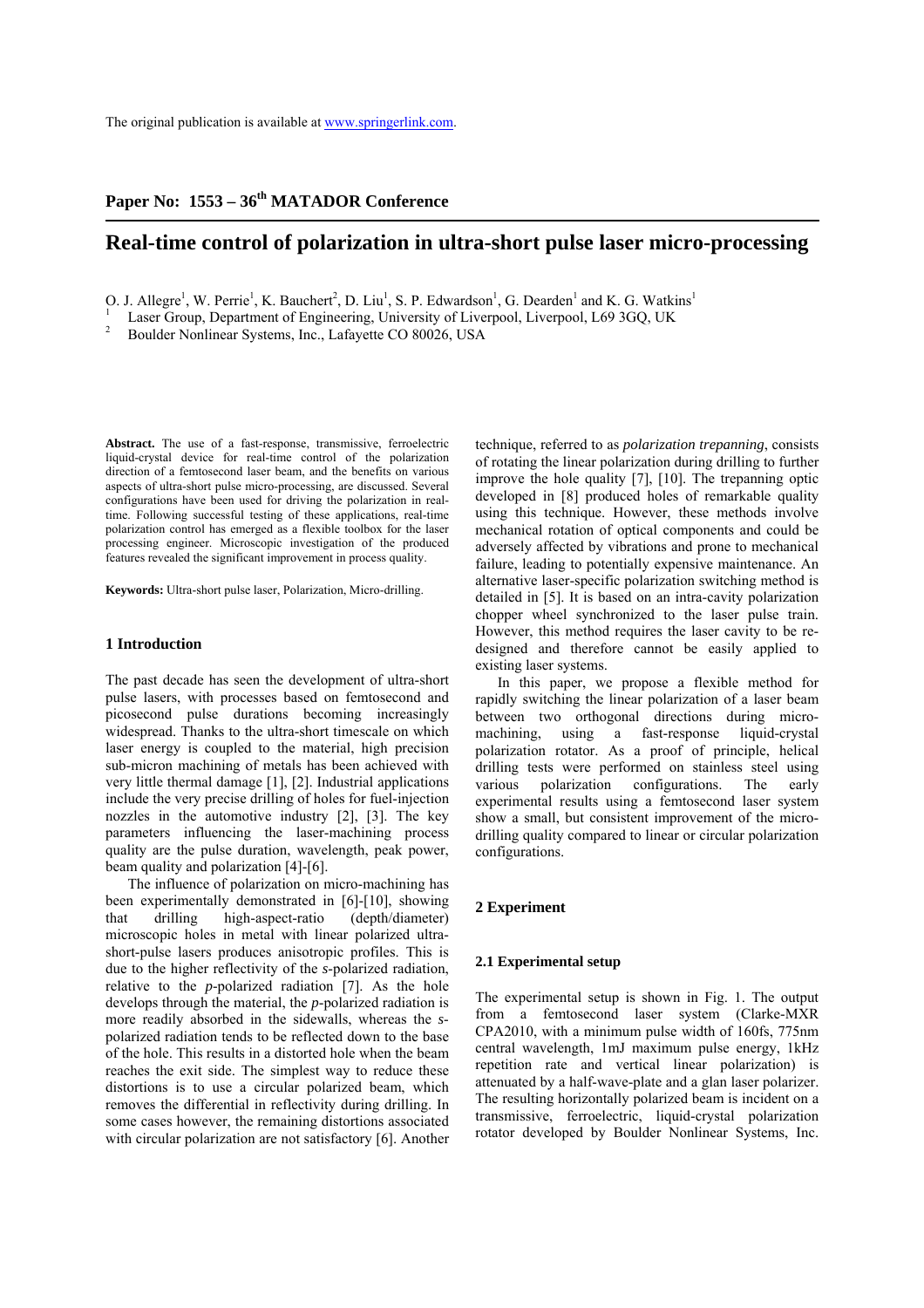The original publication is available at www.springerlink.com.

**Paper No: 1553 – 36th MATADOR Conference**

# Real-time control of polarization in ultra-short pulse laser micro-processing

O. J. Allegre[1], W. Perrie[1], K. Bauchert[2], D. Liu[1], S. P. Edwardson[1], G. Dearden[1] and K. G. Watkins[1]

[1] Laser Group, Department of Engineering, University of Liverpool, Liverpool, L69 3GQ, UK

[2] Boulder Nonlinear Systems, Inc., Lafayette CO 80026, USA

**Abstract.** The use of a fast-response, transmissive, ferroelectric liquid-crystal device for real-time control of the polarization direction of a femtosecond laser beam, and the benefits on various aspects of ultra-short pulse micro-processing, are discussed. Several configurations have been used for driving the polarization in real-time. Following successful testing of these applications, real-time polarization control has emerged as a flexible toolbox for the laser processing engineer. Microscopic investigation of the produced features revealed the significant improvement in process quality.

**Keywords:** Ultra-short pulse laser, Polarization, Micro-drilling.

## 1 Introduction

The past decade has seen the development of ultra-short pulse lasers, with processes based on femtosecond and picosecond pulse durations becoming increasingly widespread. Thanks to the ultra-short timescale on which laser energy is coupled to the material, high precision sub-micron machining of metals has been achieved with very little thermal damage [1], [2]. Industrial applications include the very precise drilling of holes for fuel-injection nozzles in the automotive industry [2], [3]. The key parameters influencing the laser-machining process quality are the pulse duration, wavelength, peak power, beam quality and polarization [4]-[6].

The influence of polarization on micro-machining has been experimentally demonstrated in [6]-[10], showing that drilling high-aspect-ratio (depth/diameter) microscopic holes in metal with linear polarized ultra-short-pulse lasers produces anisotropic profiles. This is due to the higher reflectivity of the *s*-polarized radiation, relative to the *p*-polarized radiation [7]. As the hole develops through the material, the *p*-polarized radiation is more readily absorbed in the sidewalls, whereas the *s*-polarized radiation tends to be reflected down to the base of the hole. This results in a distorted hole when the beam reaches the exit side. The simplest way to reduce these distortions is to use a circular polarized beam, which removes the differential in reflectivity during drilling. In some cases however, the remaining distortions associated with circular polarization are not satisfactory [6]. Another technique, referred to as *polarization trepanning*, consists of rotating the linear polarization during drilling to further improve the hole quality [7], [10]. The trepanning optic developed in [8] produced holes of remarkable quality using this technique. However, these methods involve mechanical rotation of optical components and could be adversely affected by vibrations and prone to mechanical failure, leading to potentially expensive maintenance. An alternative laser-specific polarization switching method is detailed in [5]. It is based on an intra-cavity polarization chopper wheel synchronized to the laser pulse train. However, this method requires the laser cavity to be re-designed and therefore cannot be easily applied to existing laser systems.

In this paper, we propose a flexible method for rapidly switching the linear polarization of a laser beam between two orthogonal directions during micro-machining, using a fast-response liquid-crystal polarization rotator. As a proof of principle, helical drilling tests were performed on stainless steel using various polarization configurations. The early experimental results using a femtosecond laser system show a small, but consistent improvement of the micro-drilling quality compared to linear or circular polarization configurations.

## 2 Experiment

### 2.1 Experimental setup

The experimental setup is shown in Fig. 1. The output from a femtosecond laser system (Clarke-MXR CPA2010, with a minimum pulse width of 160fs, 775nm central wavelength, 1mJ maximum pulse energy, 1kHz repetition rate and vertical linear polarization) is attenuated by a half-wave-plate and a glan laser polarizer. The resulting horizontally polarized beam is incident on a transmissive, ferroelectric, liquid-crystal polarization rotator developed by Boulder Nonlinear Systems, Inc.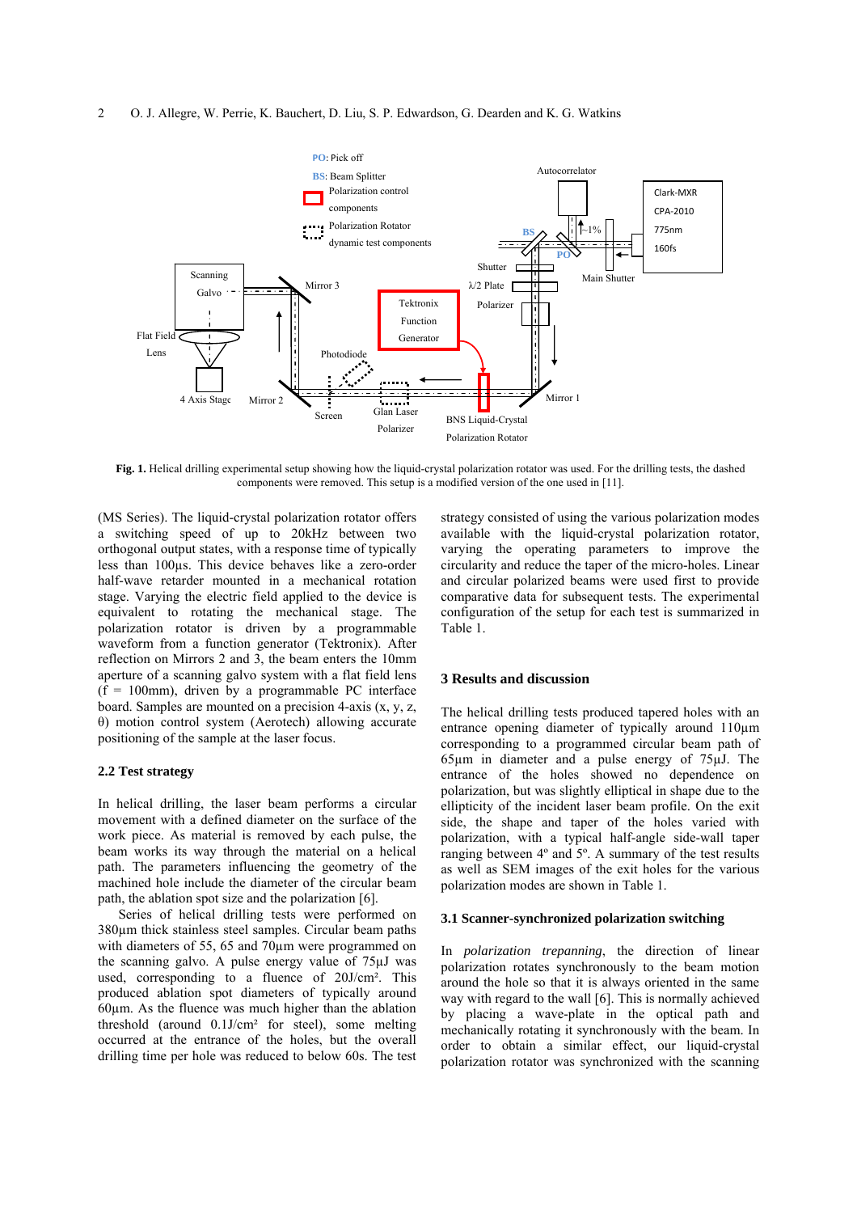**Fig. 1.** Helical drilling experimental setup showing how the liquid-crystal polarization rotator was used. For the drilling tests, the dashed components were removed. This setup is a modified version of the one used in [11].

(MS Series). The liquid-crystal polarization rotator offers a switching speed of up to 20kHz between two orthogonal output states, with a response time of typically less than 100µs. This device behaves like a zero-order half-wave retarder mounted in a mechanical rotation stage. Varying the electric field applied to the device is equivalent to rotating the mechanical stage. The polarization rotator is driven by a programmable waveform from a function generator (Tektronix). After reflection on Mirrors 2 and 3, the beam enters the 10mm aperture of a scanning galvo system with a flat field lens (f = 100mm), driven by a programmable PC interface board. Samples are mounted on a precision 4-axis (x, y, z, θ) motion control system (Aerotech) allowing accurate positioning of the sample at the laser focus.

### 2.2 Test strategy

In helical drilling, the laser beam performs a circular movement with a defined diameter on the surface of the work piece. As material is removed by each pulse, the beam works its way through the material on a helical path. The parameters influencing the geometry of the machined hole include the diameter of the circular beam path, the ablation spot size and the polarization [6].

Series of helical drilling tests were performed on 380µm thick stainless steel samples. Circular beam paths with diameters of 55, 65 and 70µm were programmed on the scanning galvo. A pulse energy value of 75µJ was used, corresponding to a fluence of 20J/cm². This produced ablation spot diameters of typically around 60µm. As the fluence was much higher than the ablation threshold (around 0.1J/cm² for steel), some melting occurred at the entrance of the holes, but the overall drilling time per hole was reduced to below 60s. The test strategy consisted of using the various polarization modes available with the liquid-crystal polarization rotator, varying the operating parameters to improve the circularity and reduce the taper of the micro-holes. Linear and circular polarized beams were used first to provide comparative data for subsequent tests. The experimental configuration of the setup for each test is summarized in Table 1.

## 3 Results and discussion

The helical drilling tests produced tapered holes with an entrance opening diameter of typically around 110µm corresponding to a programmed circular beam path of 65µm in diameter and a pulse energy of 75µJ. The entrance of the holes showed no dependence on polarization, but was slightly elliptical in shape due to the ellipticity of the incident laser beam profile. On the exit side, the shape and taper of the holes varied with polarization, with a typical half-angle side-wall taper ranging between 4º and 5º. A summary of the test results as well as SEM images of the exit holes for the various polarization modes are shown in Table 1.

### 3.1 Scanner-synchronized polarization switching

In *polarization trepanning*, the direction of linear polarization rotates synchronously to the beam motion around the hole so that it is always oriented in the same way with regard to the wall [6]. This is normally achieved by placing a wave-plate in the optical path and mechanically rotating it synchronously with the beam. In order to obtain a similar effect, our liquid-crystal polarization rotator was synchronized with the scanning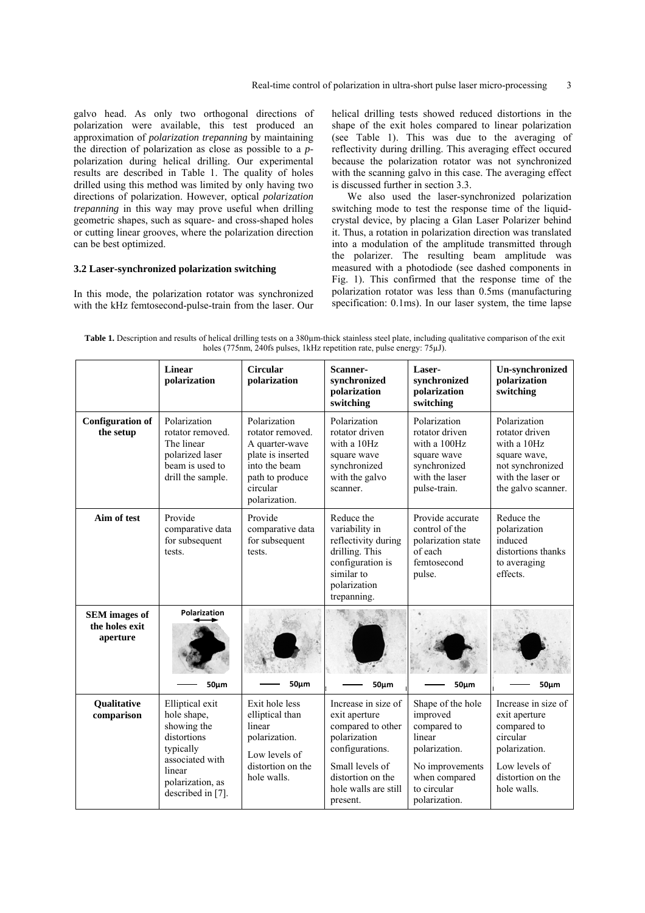galvo head. As only two orthogonal directions of polarization were available, this test produced an approximation of *polarization trepanning* by maintaining the direction of polarization as close as possible to a *p*-polarization during helical drilling. Our experimental results are described in Table 1. The quality of holes drilled using this method was limited by only having two directions of polarization. However, optical *polarization trepanning* in this way may prove useful when drilling geometric shapes, such as square- and cross-shaped holes or cutting linear grooves, where the polarization direction can be best optimized.

### 3.2 Laser-synchronized polarization switching

In this mode, the polarization rotator was synchronized with the kHz femtosecond-pulse-train from the laser. Our helical drilling tests showed reduced distortions in the shape of the exit holes compared to linear polarization (see Table 1). This was due to the averaging of reflectivity during drilling. This averaging effect occured because the polarization rotator was not synchronized with the scanning galvo in this case. The averaging effect is discussed further in section 3.3.

We also used the laser-synchronized polarization switching mode to test the response time of the liquid-crystal device, by placing a Glan Laser Polarizer behind it. Thus, a rotation in polarization direction was translated into a modulation of the amplitude transmitted through the polarizer. The resulting beam amplitude was measured with a photodiode (see dashed components in Fig. 1). This confirmed that the response time of the polarization rotator was less than 0.5ms (manufacturing specification: 0.1ms). In our laser system, the time lapse

**Table 1.** Description and results of helical drilling tests on a 380µm-thick stainless steel plate, including qualitative comparison of the exit holes (775nm, 240fs pulses, 1kHz repetition rate, pulse energy: 75µJ).

| | Linear polarization | Circular polarization | Scanner-synchronized polarization switching | Laser-synchronized polarization switching | Un-synchronized polarization switching |
|---|---|---|---|---|---|
| **Configuration of the setup** | Polarization rotator removed. The linear polarized laser beam is used to drill the sample. | Polarization rotator removed. A quarter-wave plate is inserted into the beam path to produce circular polarization. | Polarization rotator driven with a 10Hz square wave synchronized with the galvo scanner. | Polarization rotator driven with a 100Hz square wave synchronized with the laser pulse-train. | Polarization rotator driven with a 10Hz square wave, not synchronized with the laser or the galvo scanner. |
| **Aim of test** | Provide comparative data for subsequent tests. | Provide comparative data for subsequent tests. | Reduce the variability in reflectivity during drilling. This configuration is similar to polarization trepanning. | Provide accurate control of the polarization state of each femtosecond pulse. | Reduce the polarization induced distortions thanks to averaging effects. |
| **SEM images of the holes exit aperture** | Polarization ⟷ 50µm | 50µm | 50µm | 50µm | 50µm |
| **Qualitative comparison** | Elliptical exit hole shape, showing the distortions typically associated with linear polarization, as described in [7]. | Exit hole less elliptical than linear polarization. Low levels of distortion on the hole walls. | Increase in size of exit aperture compared to other polarization configurations. Small levels of distortion on the hole walls are still present. | Shape of the hole improved compared to linear polarization. No improvements when compared to circular polarization. | Increase in size of exit aperture compared to circular polarization. Low levels of distortion on the hole walls. |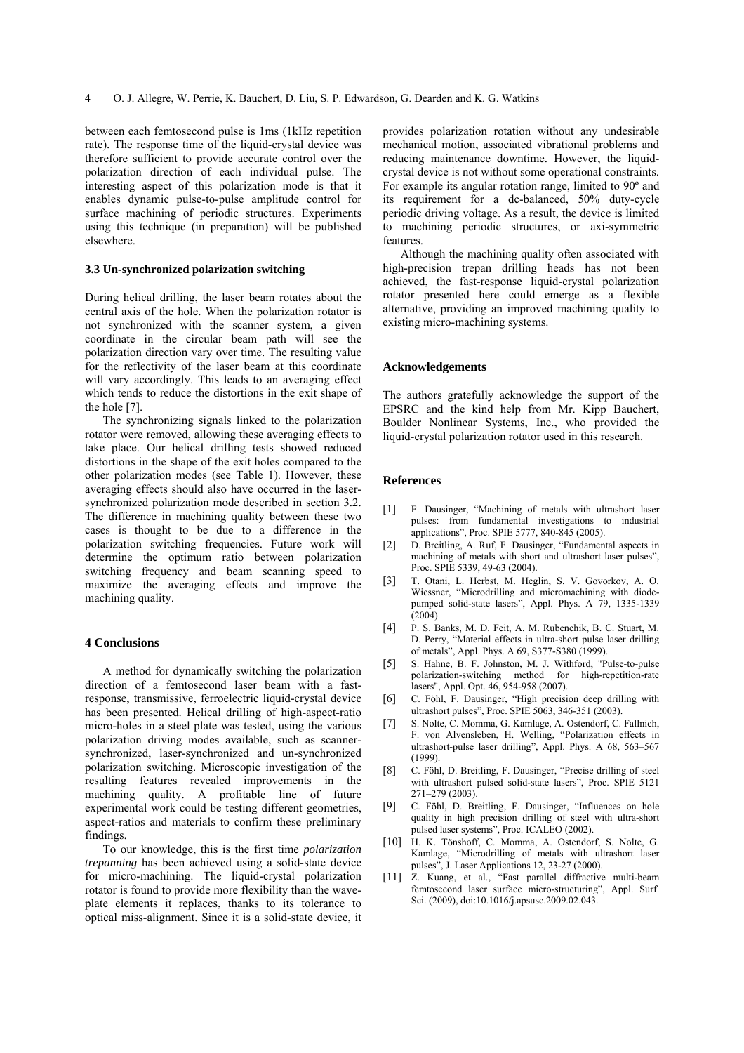between each femtosecond pulse is 1ms (1kHz repetition rate). The response time of the liquid-crystal device was therefore sufficient to provide accurate control over the polarization direction of each individual pulse. The interesting aspect of this polarization mode is that it enables dynamic pulse-to-pulse amplitude control for surface machining of periodic structures. Experiments using this technique (in preparation) will be published elsewhere.

### 3.3 Un-synchronized polarization switching

During helical drilling, the laser beam rotates about the central axis of the hole. When the polarization rotator is not synchronized with the scanner system, a given coordinate in the circular beam path will see the polarization direction vary over time. The resulting value for the reflectivity of the laser beam at this coordinate will vary accordingly. This leads to an averaging effect which tends to reduce the distortions in the exit shape of the hole [7].

The synchronizing signals linked to the polarization rotator were removed, allowing these averaging effects to take place. Our helical drilling tests showed reduced distortions in the shape of the exit holes compared to the other polarization modes (see Table 1). However, these averaging effects should also have occurred in the laser-synchronized polarization mode described in section 3.2. The difference in machining quality between these two cases is thought to be due to a difference in the polarization switching frequencies. Future work will determine the optimum ratio between polarization switching frequency and beam scanning speed to maximize the averaging effects and improve the machining quality.

## 4 Conclusions

A method for dynamically switching the polarization direction of a femtosecond laser beam with a fast-response, transmissive, ferroelectric liquid-crystal device has been presented. Helical drilling of high-aspect-ratio micro-holes in a steel plate was tested, using the various polarization driving modes available, such as scanner-synchronized, laser-synchronized and un-synchronized polarization switching. Microscopic investigation of the resulting features revealed improvements in the machining quality. A profitable line of future experimental work could be testing different geometries, aspect-ratios and materials to confirm these preliminary findings.

To our knowledge, this is the first time *polarization trepanning* has been achieved using a solid-state device for micro-machining. The liquid-crystal polarization rotator is found to provide more flexibility than the wave-plate elements it replaces, thanks to its tolerance to optical miss-alignment. Since it is a solid-state device, it provides polarization rotation without any undesirable mechanical motion, associated vibrational problems and reducing maintenance downtime. However, the liquid-crystal device is not without some operational constraints. For example its angular rotation range, limited to 90º and its requirement for a dc-balanced, 50% duty-cycle periodic driving voltage. As a result, the device is limited to machining periodic structures, or axi-symmetric features.

Although the machining quality often associated with high-precision trepan drilling heads has not been achieved, the fast-response liquid-crystal polarization rotator presented here could emerge as a flexible alternative, providing an improved machining quality to existing micro-machining systems.

## Acknowledgements

The authors gratefully acknowledge the support of the EPSRC and the kind help from Mr. Kipp Bauchert, Boulder Nonlinear Systems, Inc., who provided the liquid-crystal polarization rotator used in this research.

## References

[1] F. Dausinger, "Machining of metals with ultrashort laser pulses: from fundamental investigations to industrial applications", Proc. SPIE 5777, 840-845 (2005).

[2] D. Breitling, A. Ruf, F. Dausinger, "Fundamental aspects in machining of metals with short and ultrashort laser pulses", Proc. SPIE 5339, 49-63 (2004).

[3] T. Otani, L. Herbst, M. Heglin, S. V. Govorkov, A. O. Wiessner, "Microdrilling and micromachining with diode-pumped solid-state lasers", Appl. Phys. A 79, 1335-1339 (2004).

[4] P. S. Banks, M. D. Feit, A. M. Rubenchik, B. C. Stuart, M. D. Perry, "Material effects in ultra-short pulse laser drilling of metals", Appl. Phys. A 69, S377-S380 (1999).

[5] S. Hahne, B. F. Johnston, M. J. Withford, "Pulse-to-pulse polarization-switching method for high-repetition-rate lasers", Appl. Opt. 46, 954-958 (2007).

[6] C. Föhl, F. Dausinger, "High precision deep drilling with ultrashort pulses", Proc. SPIE 5063, 346-351 (2003).

[7] S. Nolte, C. Momma, G. Kamlage, A. Ostendorf, C. Fallnich, F. von Alvensleben, H. Welling, "Polarization effects in ultrashort-pulse laser drilling", Appl. Phys. A 68, 563–567 (1999).

[8] C. Föhl, D. Breitling, F. Dausinger, "Precise drilling of steel with ultrashort pulsed solid-state lasers", Proc. SPIE 5121 271–279 (2003).

[9] C. Föhl, D. Breitling, F. Dausinger, "Influences on hole quality in high precision drilling of steel with ultra-short pulsed laser systems", Proc. ICALEO (2002).

[10] H. K. Tönshoff, C. Momma, A. Ostendorf, S. Nolte, G. Kamlage, "Microdrilling of metals with ultrashort laser pulses", J. Laser Applications 12, 23-27 (2000).

[11] Z. Kuang, et al., "Fast parallel diffractive multi-beam femtosecond laser surface micro-structuring", Appl. Surf. Sci. (2009), doi:10.1016/j.apsusc.2009.02.043.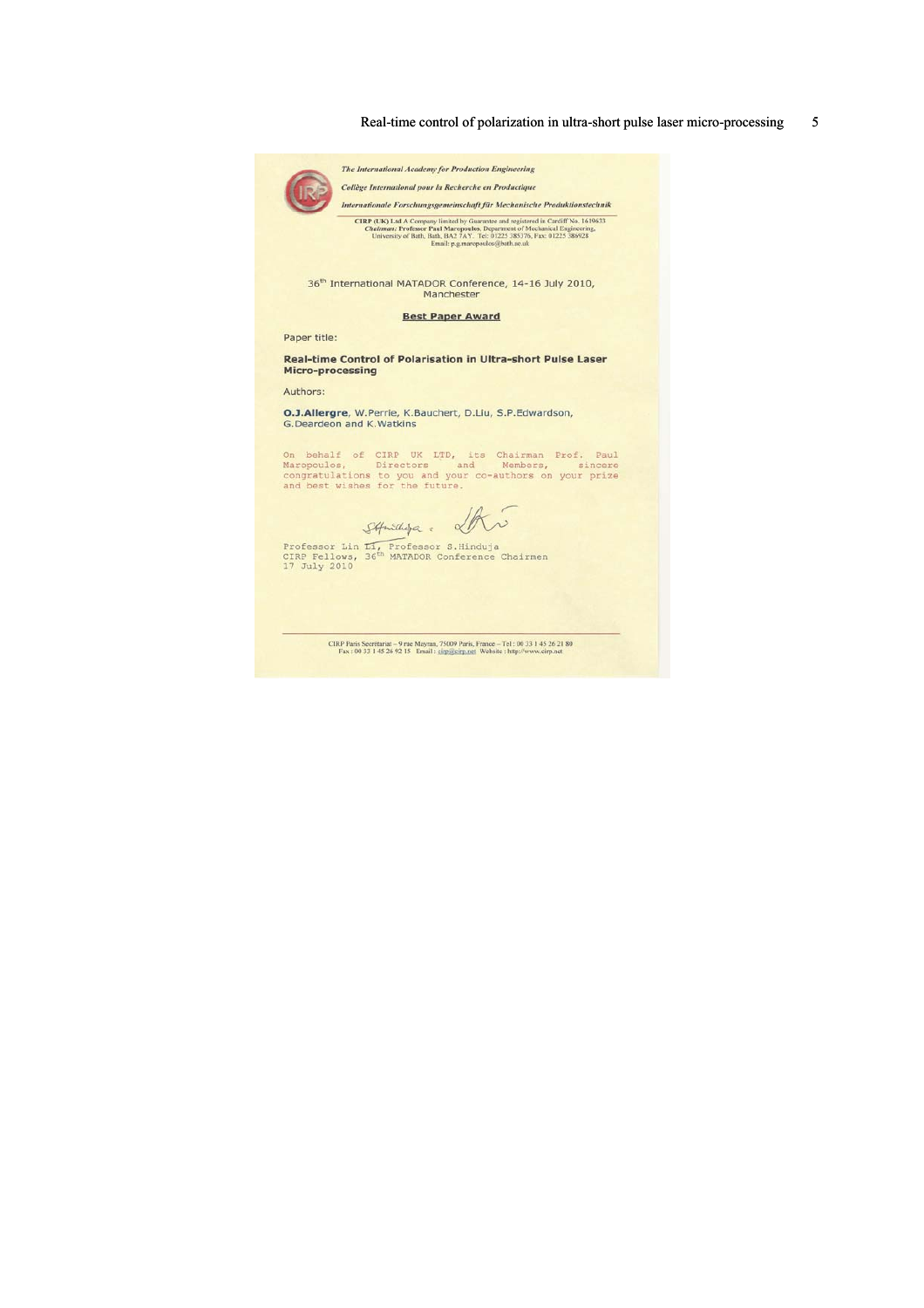*The International Academy for Production Engineering*

*Collège International pour la Recherche en Productique*

*Internationale Forschungsgemeinschaft für Mechanische Produktionstechnik*

**CIRP (UK) Ltd** A Company limited by Guarantee and registered in Cardiff No. 1619633
*Chairman:* **Professor Paul Maropoulos**, Department of Mechanical Engineering,
University of Bath, Bath, BA2 7AY. Tel: 01225 385376, Fax: 01225 386928
Email: p.g.maropoulos@bath.ac.uk

36th International MATADOR Conference, 14-16 July 2010, Manchester

**Best Paper Award**

Paper title:

**Real-time Control of Polarisation in Ultra-short Pulse Laser Micro-processing**

Authors:

**O.J.Allergre**, W.Perrie, K.Bauchert, D.Liu, S.P.Edwardson, G.Deardeon and K.Watkins

On behalf of CIRP UK LTD, its Chairman Prof. Paul Maropoulos, Directors and Members, sincere congratulations to you and your co-authors on your prize and best wishes for the future.

Professor Lin Li, Professor S.Hinduja
CIRP Fellows, 36th MATADOR Conference Chairmen
17 July 2010

CIRP Paris Secretariat – 9 rue Mayran, 75009 Paris, France – Tel : 00 33 1 45 26 21 80
Fax : 00 33 1 45 26 92 15 Email : cirp@cirp.net Website : http://www.cirp.net